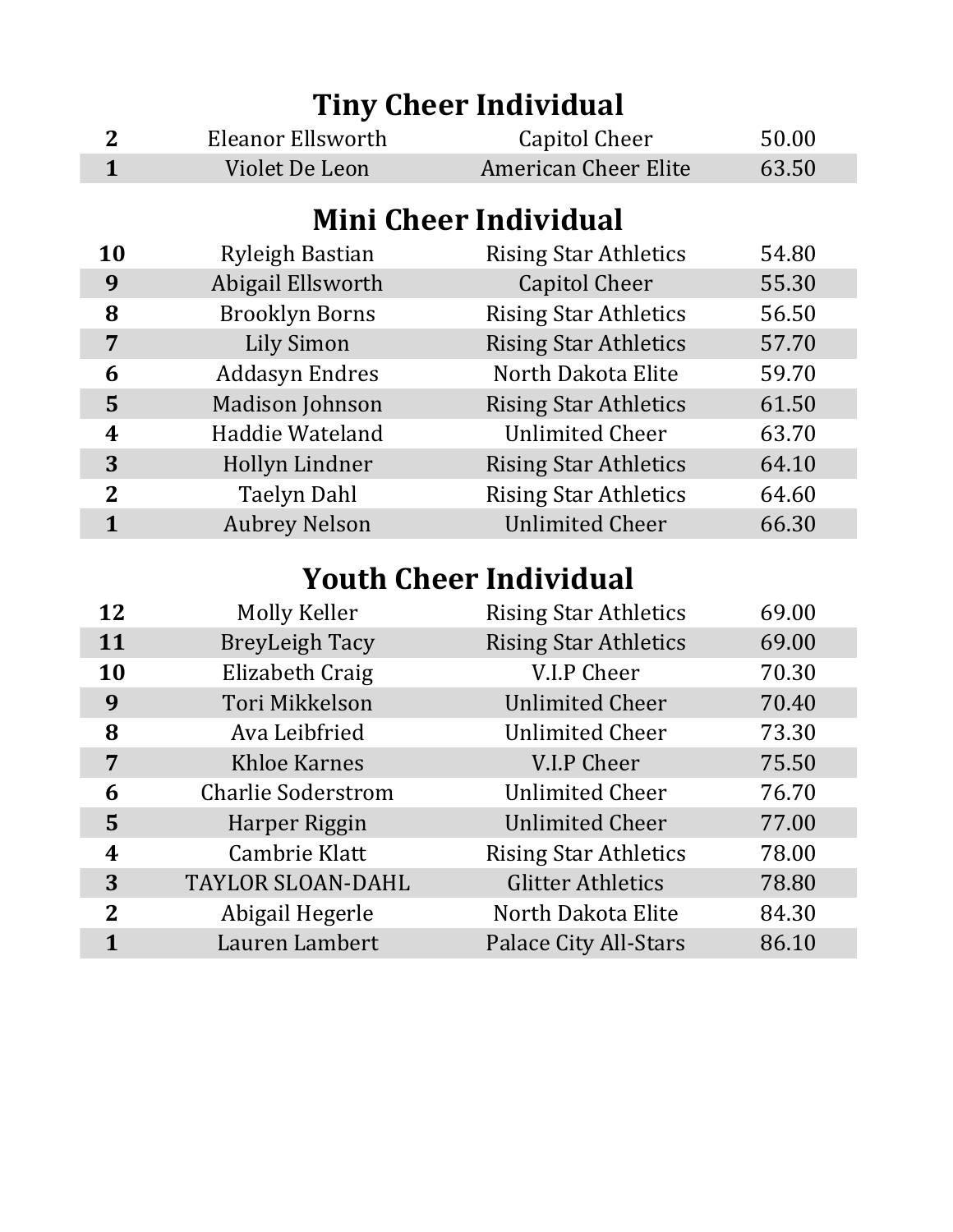## Tiny Cheer Individual

| | | | |
|---|---|---|---|
| 2 | Eleanor Ellsworth | Capitol Cheer | 50.00 |
| 1 | Violet De Leon | American Cheer Elite | 63.50 |

## Mini Cheer Individual

| | | | |
|---|---|---|---|
| 10 | Ryleigh Bastian | Rising Star Athletics | 54.80 |
| 9 | Abigail Ellsworth | Capitol Cheer | 55.30 |
| 8 | Brooklyn Borns | Rising Star Athletics | 56.50 |
| 7 | Lily Simon | Rising Star Athletics | 57.70 |
| 6 | Addasyn Endres | North Dakota Elite | 59.70 |
| 5 | Madison Johnson | Rising Star Athletics | 61.50 |
| 4 | Haddie Wateland | Unlimited Cheer | 63.70 |
| 3 | Hollyn Lindner | Rising Star Athletics | 64.10 |
| 2 | Taelyn Dahl | Rising Star Athletics | 64.60 |
| 1 | Aubrey Nelson | Unlimited Cheer | 66.30 |

## Youth Cheer Individual

| | | | |
|---|---|---|---|
| 12 | Molly Keller | Rising Star Athletics | 69.00 |
| 11 | BreyLeigh Tacy | Rising Star Athletics | 69.00 |
| 10 | Elizabeth Craig | V.I.P Cheer | 70.30 |
| 9 | Tori Mikkelson | Unlimited Cheer | 70.40 |
| 8 | Ava Leibfried | Unlimited Cheer | 73.30 |
| 7 | Khloe Karnes | V.I.P Cheer | 75.50 |
| 6 | Charlie Soderstrom | Unlimited Cheer | 76.70 |
| 5 | Harper Riggin | Unlimited Cheer | 77.00 |
| 4 | Cambrie Klatt | Rising Star Athletics | 78.00 |
| 3 | TAYLOR SLOAN-DAHL | Glitter Athletics | 78.80 |
| 2 | Abigail Hegerle | North Dakota Elite | 84.30 |
| 1 | Lauren Lambert | Palace City All-Stars | 86.10 |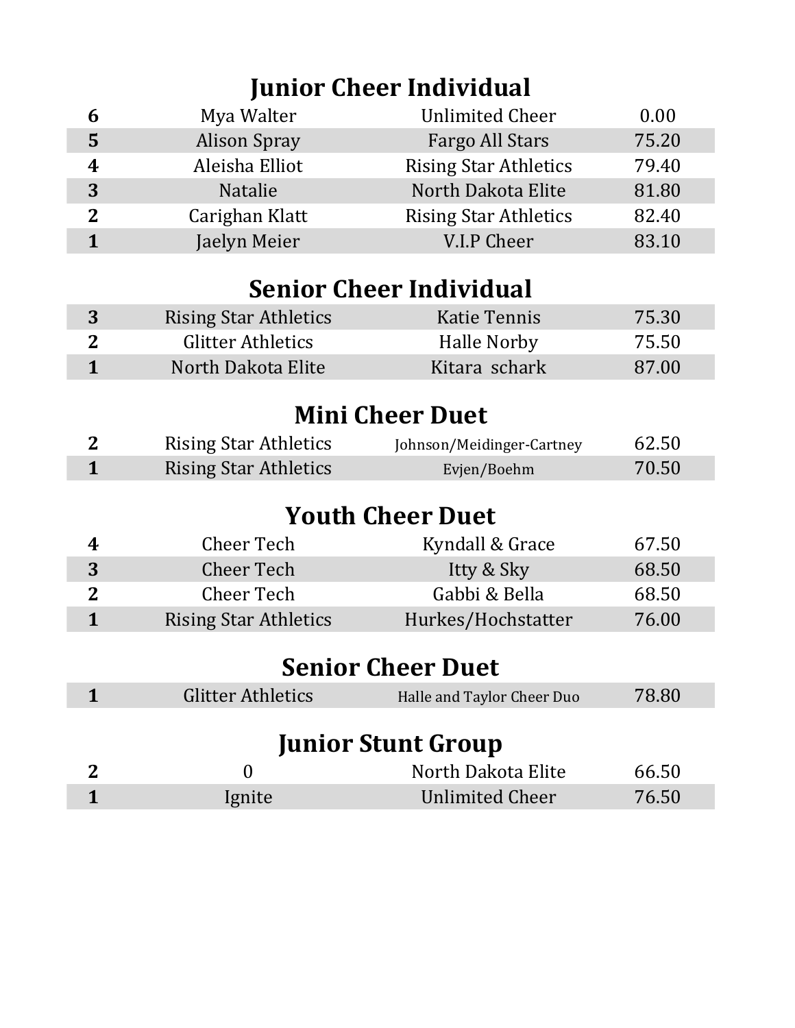## Junior Cheer Individual

| | | | |
|---|---|---|---|
| 6 | Mya Walter | Unlimited Cheer | 0.00 |
| 5 | Alison Spray | Fargo All Stars | 75.20 |
| 4 | Aleisha Elliot | Rising Star Athletics | 79.40 |
| 3 | Natalie | North Dakota Elite | 81.80 |
| 2 | Carighan Klatt | Rising Star Athletics | 82.40 |
| 1 | Jaelyn Meier | V.I.P Cheer | 83.10 |

## Senior Cheer Individual

| | | | |
|---|---|---|---|
| 3 | Rising Star Athletics | Katie Tennis | 75.30 |
| 2 | Glitter Athletics | Halle Norby | 75.50 |
| 1 | North Dakota Elite | Kitara schark | 87.00 |

## Mini Cheer Duet

| | | | |
|---|---|---|---|
| 2 | Rising Star Athletics | Johnson/Meidinger-Cartney | 62.50 |
| 1 | Rising Star Athletics | Evjen/Boehm | 70.50 |

## Youth Cheer Duet

| | | | |
|---|---|---|---|
| 4 | Cheer Tech | Kyndall & Grace | 67.50 |
| 3 | Cheer Tech | Itty & Sky | 68.50 |
| 2 | Cheer Tech | Gabbi & Bella | 68.50 |
| 1 | Rising Star Athletics | Hurkes/Hochstatter | 76.00 |

## Senior Cheer Duet

| | | | |
|---|---|---|---|
| 1 | Glitter Athletics | Halle and Taylor Cheer Duo | 78.80 |

## Junior Stunt Group

| | | | |
|---|---|---|---|
| 2 | 0 | North Dakota Elite | 66.50 |
| 1 | Ignite | Unlimited Cheer | 76.50 |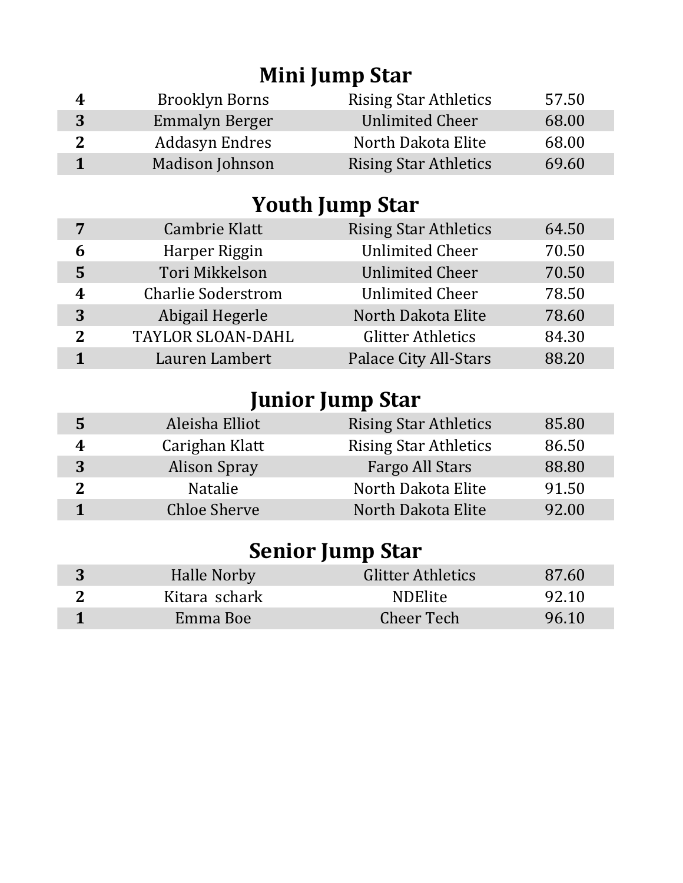## Mini Jump Star

| | | | |
|---|---|---|---|
| **4** | Brooklyn Borns | Rising Star Athletics | 57.50 |
| **3** | Emmalyn Berger | Unlimited Cheer | 68.00 |
| **2** | Addasyn Endres | North Dakota Elite | 68.00 |
| **1** | Madison Johnson | Rising Star Athletics | 69.60 |

## Youth Jump Star

| | | | |
|---|---|---|---|
| **7** | Cambrie Klatt | Rising Star Athletics | 64.50 |
| **6** | Harper Riggin | Unlimited Cheer | 70.50 |
| **5** | Tori Mikkelson | Unlimited Cheer | 70.50 |
| **4** | Charlie Soderstrom | Unlimited Cheer | 78.50 |
| **3** | Abigail Hegerle | North Dakota Elite | 78.60 |
| **2** | TAYLOR SLOAN-DAHL | Glitter Athletics | 84.30 |
| **1** | Lauren Lambert | Palace City All-Stars | 88.20 |

## Junior Jump Star

| | | | |
|---|---|---|---|
| **5** | Aleisha Elliot | Rising Star Athletics | 85.80 |
| **4** | Carighan Klatt | Rising Star Athletics | 86.50 |
| **3** | Alison Spray | Fargo All Stars | 88.80 |
| **2** | Natalie | North Dakota Elite | 91.50 |
| **1** | Chloe Sherve | North Dakota Elite | 92.00 |

## Senior Jump Star

| | | | |
|---|---|---|---|
| **3** | Halle Norby | Glitter Athletics | 87.60 |
| **2** | Kitara schark | NDElite | 92.10 |
| **1** | Emma Boe | Cheer Tech | 96.10 |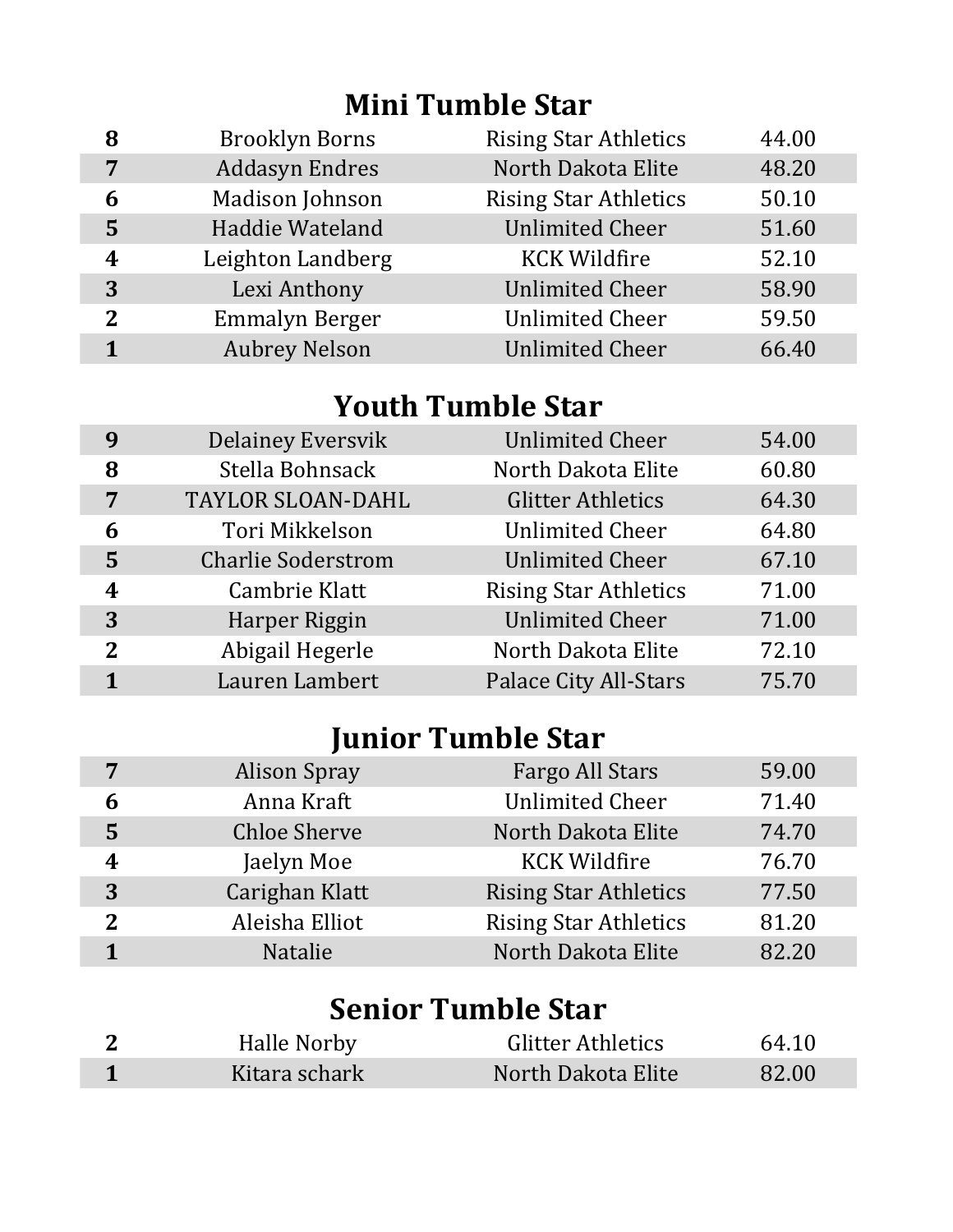## Mini Tumble Star

| | | | |
|---|---|---|---|
| **8** | Brooklyn Borns | Rising Star Athletics | 44.00 |
| **7** | Addasyn Endres | North Dakota Elite | 48.20 |
| **6** | Madison Johnson | Rising Star Athletics | 50.10 |
| **5** | Haddie Wateland | Unlimited Cheer | 51.60 |
| **4** | Leighton Landberg | KCK Wildfire | 52.10 |
| **3** | Lexi Anthony | Unlimited Cheer | 58.90 |
| **2** | Emmalyn Berger | Unlimited Cheer | 59.50 |
| **1** | Aubrey Nelson | Unlimited Cheer | 66.40 |

## Youth Tumble Star

| | | | |
|---|---|---|---|
| **9** | Delainey Eversvik | Unlimited Cheer | 54.00 |
| **8** | Stella Bohnsack | North Dakota Elite | 60.80 |
| **7** | TAYLOR SLOAN-DAHL | Glitter Athletics | 64.30 |
| **6** | Tori Mikkelson | Unlimited Cheer | 64.80 |
| **5** | Charlie Soderstrom | Unlimited Cheer | 67.10 |
| **4** | Cambrie Klatt | Rising Star Athletics | 71.00 |
| **3** | Harper Riggin | Unlimited Cheer | 71.00 |
| **2** | Abigail Hegerle | North Dakota Elite | 72.10 |
| **1** | Lauren Lambert | Palace City All-Stars | 75.70 |

## Junior Tumble Star

| | | | |
|---|---|---|---|
| **7** | Alison Spray | Fargo All Stars | 59.00 |
| **6** | Anna Kraft | Unlimited Cheer | 71.40 |
| **5** | Chloe Sherve | North Dakota Elite | 74.70 |
| **4** | Jaelyn Moe | KCK Wildfire | 76.70 |
| **3** | Carighan Klatt | Rising Star Athletics | 77.50 |
| **2** | Aleisha Elliot | Rising Star Athletics | 81.20 |
| **1** | Natalie | North Dakota Elite | 82.20 |

## Senior Tumble Star

| | | | |
|---|---|---|---|
| **2** | Halle Norby | Glitter Athletics | 64.10 |
| **1** | Kitara schark | North Dakota Elite | 82.00 |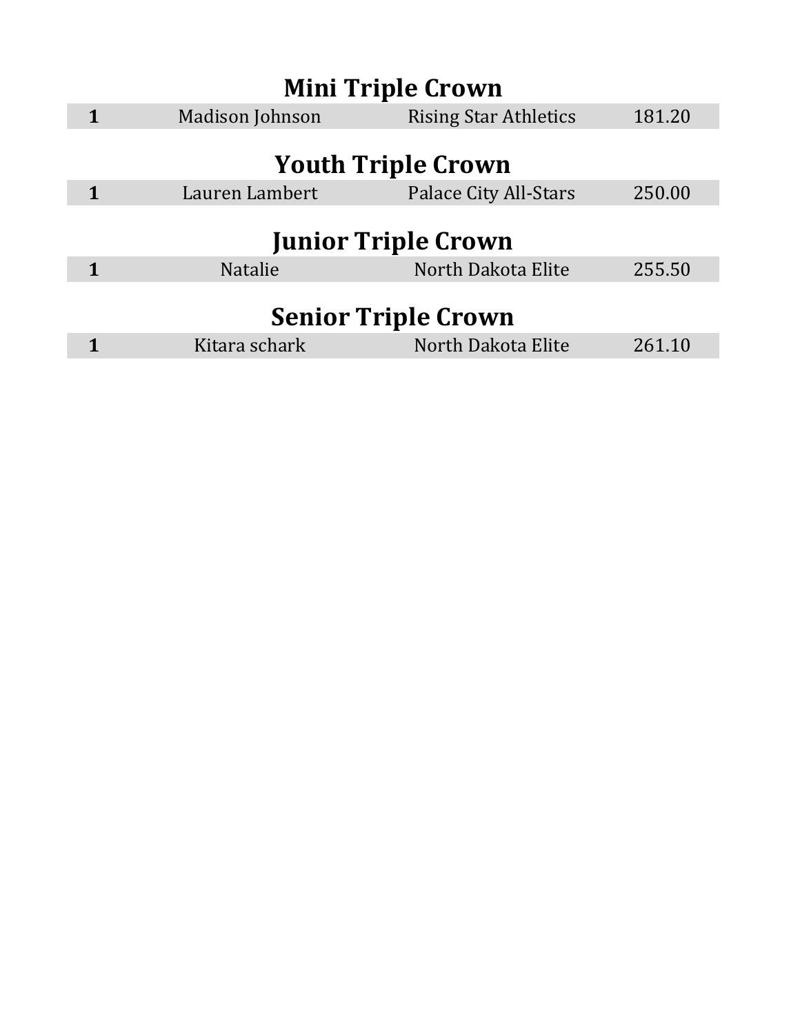## Mini Triple Crown

| | | | |
|---|---|---|---|
| **1** | Madison Johnson | Rising Star Athletics | 181.20 |

## Youth Triple Crown

| | | | |
|---|---|---|---|
| **1** | Lauren Lambert | Palace City All-Stars | 250.00 |

## Junior Triple Crown

| | | | |
|---|---|---|---|
| **1** | Natalie | North Dakota Elite | 255.50 |

## Senior Triple Crown

| | | | |
|---|---|---|---|
| **1** | Kitara schark | North Dakota Elite | 261.10 |